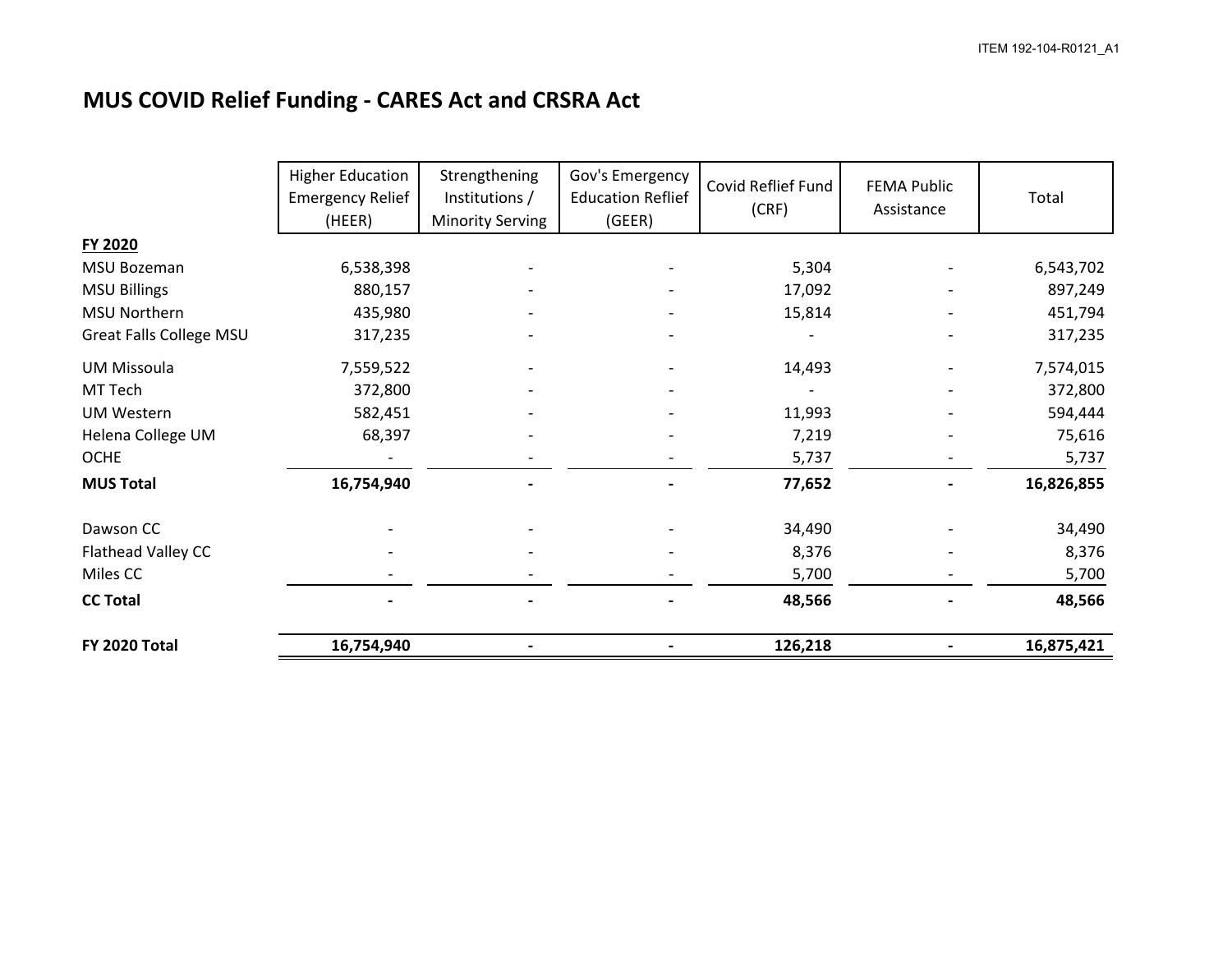# MUS COVID Relief Funding - CARES Act and CRSRA Act

| | Higher Education Emergency Relief (HEER) | Strengthening Institutions / Minority Serving | Gov's Emergency Education Reflief (GEER) | Covid Reflief Fund (CRF) | FEMA Public Assistance | Total |
|---|---|---|---|---|---|---|
| **FY 2020** | | | | | | |
| MSU Bozeman | 6,538,398 | - | - | 5,304 | - | 6,543,702 |
| MSU Billings | 880,157 | - | - | 17,092 | - | 897,249 |
| MSU Northern | 435,980 | - | - | 15,814 | - | 451,794 |
| Great Falls College MSU | 317,235 | - | - | - | - | 317,235 |
| UM Missoula | 7,559,522 | - | - | 14,493 | - | 7,574,015 |
| MT Tech | 372,800 | - | - | - | - | 372,800 |
| UM Western | 582,451 | - | - | 11,993 | - | 594,444 |
| Helena College UM | 68,397 | - | - | 7,219 | - | 75,616 |
| OCHE | - | - | - | 5,737 | - | 5,737 |
| **MUS Total** | **16,754,940** | **-** | **-** | **77,652** | **-** | **16,826,855** |
| Dawson CC | - | - | - | 34,490 | - | 34,490 |
| Flathead Valley CC | - | - | - | 8,376 | - | 8,376 |
| Miles CC | - | - | - | 5,700 | - | 5,700 |
| **CC Total** | **-** | **-** | **-** | **48,566** | **-** | **48,566** |
| **FY 2020 Total** | **16,754,940** | **-** | **-** | **126,218** | **-** | **16,875,421** |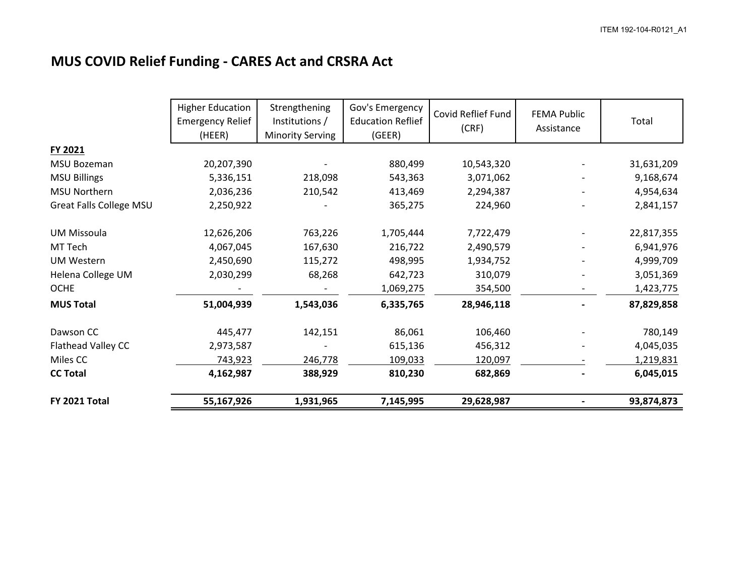# MUS COVID Relief Funding - CARES Act and CRSRA Act

| | Higher Education Emergency Relief (HEER) | Strengthening Institutions / Minority Serving | Gov's Emergency Education Reflief (GEER) | Covid Reflief Fund (CRF) | FEMA Public Assistance | Total |
|---|---|---|---|---|---|---|
| **FY 2021** | | | | | | |
| MSU Bozeman | 20,207,390 | - | 880,499 | 10,543,320 | - | 31,631,209 |
| MSU Billings | 5,336,151 | 218,098 | 543,363 | 3,071,062 | - | 9,168,674 |
| MSU Northern | 2,036,236 | 210,542 | 413,469 | 2,294,387 | - | 4,954,634 |
| Great Falls College MSU | 2,250,922 | - | 365,275 | 224,960 | - | 2,841,157 |
| UM Missoula | 12,626,206 | 763,226 | 1,705,444 | 7,722,479 | - | 22,817,355 |
| MT Tech | 4,067,045 | 167,630 | 216,722 | 2,490,579 | - | 6,941,976 |
| UM Western | 2,450,690 | 115,272 | 498,995 | 1,934,752 | - | 4,999,709 |
| Helena College UM | 2,030,299 | 68,268 | 642,723 | 310,079 | - | 3,051,369 |
| OCHE | - | - | 1,069,275 | 354,500 | - | 1,423,775 |
| **MUS Total** | **51,004,939** | **1,543,036** | **6,335,765** | **28,946,118** | **-** | **87,829,858** |
| Dawson CC | 445,477 | 142,151 | 86,061 | 106,460 | - | 780,149 |
| Flathead Valley CC | 2,973,587 | - | 615,136 | 456,312 | - | 4,045,035 |
| Miles CC | 743,923 | 246,778 | 109,033 | 120,097 | - | 1,219,831 |
| **CC Total** | **4,162,987** | **388,929** | **810,230** | **682,869** | **-** | **6,045,015** |
| **FY 2021 Total** | **55,167,926** | **1,931,965** | **7,145,995** | **29,628,987** | **-** | **93,874,873** |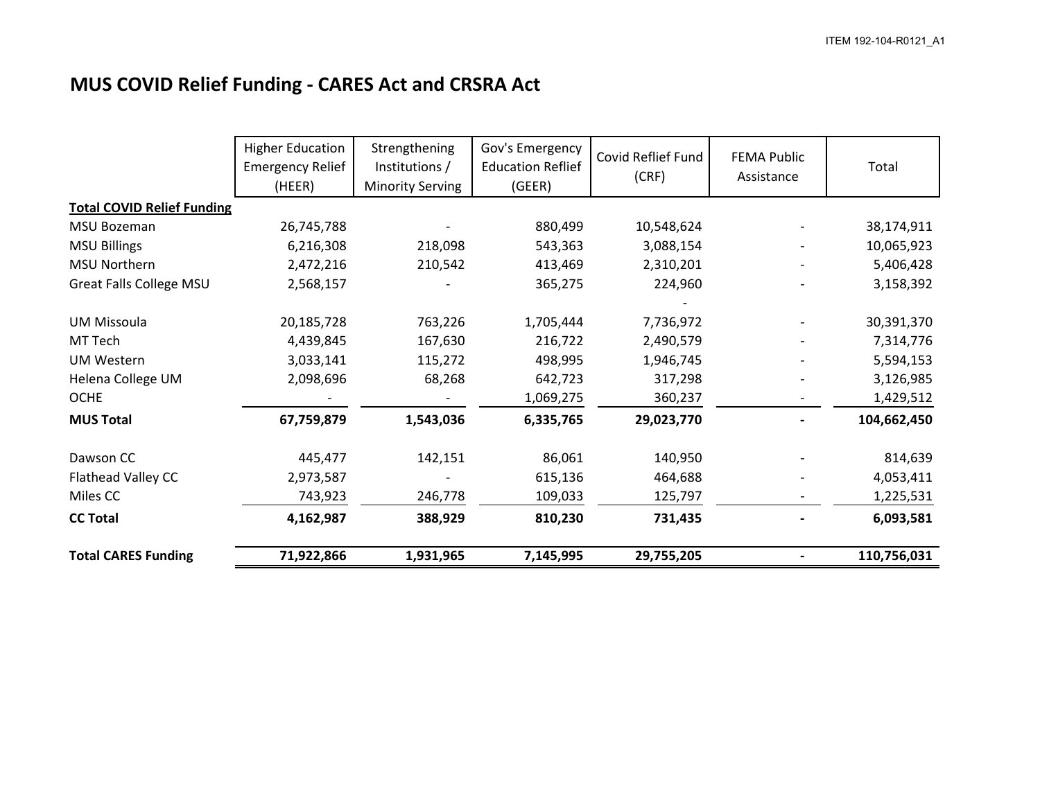# MUS COVID Relief Funding - CARES Act and CRSRA Act

| | Higher Education Emergency Relief (HEER) | Strengthening Institutions / Minority Serving | Gov's Emergency Education Reflief (GEER) | Covid Reflief Fund (CRF) | FEMA Public Assistance | Total |
|---|---|---|---|---|---|---|
| **Total COVID Relief Funding** | | | | | | |
| MSU Bozeman | 26,745,788 | - | 880,499 | 10,548,624 | - | 38,174,911 |
| MSU Billings | 6,216,308 | 218,098 | 543,363 | 3,088,154 | - | 10,065,923 |
| MSU Northern | 2,472,216 | 210,542 | 413,469 | 2,310,201 | - | 5,406,428 |
| Great Falls College MSU | 2,568,157 | - | 365,275 | 224,960 | - | 3,158,392 |
| | | | | - | | |
| UM Missoula | 20,185,728 | 763,226 | 1,705,444 | 7,736,972 | - | 30,391,370 |
| MT Tech | 4,439,845 | 167,630 | 216,722 | 2,490,579 | - | 7,314,776 |
| UM Western | 3,033,141 | 115,272 | 498,995 | 1,946,745 | - | 5,594,153 |
| Helena College UM | 2,098,696 | 68,268 | 642,723 | 317,298 | - | 3,126,985 |
| OCHE | - | - | 1,069,275 | 360,237 | - | 1,429,512 |
| **MUS Total** | **67,759,879** | **1,543,036** | **6,335,765** | **29,023,770** | **-** | **104,662,450** |
| | | | | | | |
| Dawson CC | 445,477 | 142,151 | 86,061 | 140,950 | - | 814,639 |
| Flathead Valley CC | 2,973,587 | - | 615,136 | 464,688 | - | 4,053,411 |
| Miles CC | 743,923 | 246,778 | 109,033 | 125,797 | - | 1,225,531 |
| **CC Total** | **4,162,987** | **388,929** | **810,230** | **731,435** | **-** | **6,093,581** |
| | | | | | | |
| **Total CARES Funding** | **71,922,866** | **1,931,965** | **7,145,995** | **29,755,205** | **-** | **110,756,031** |